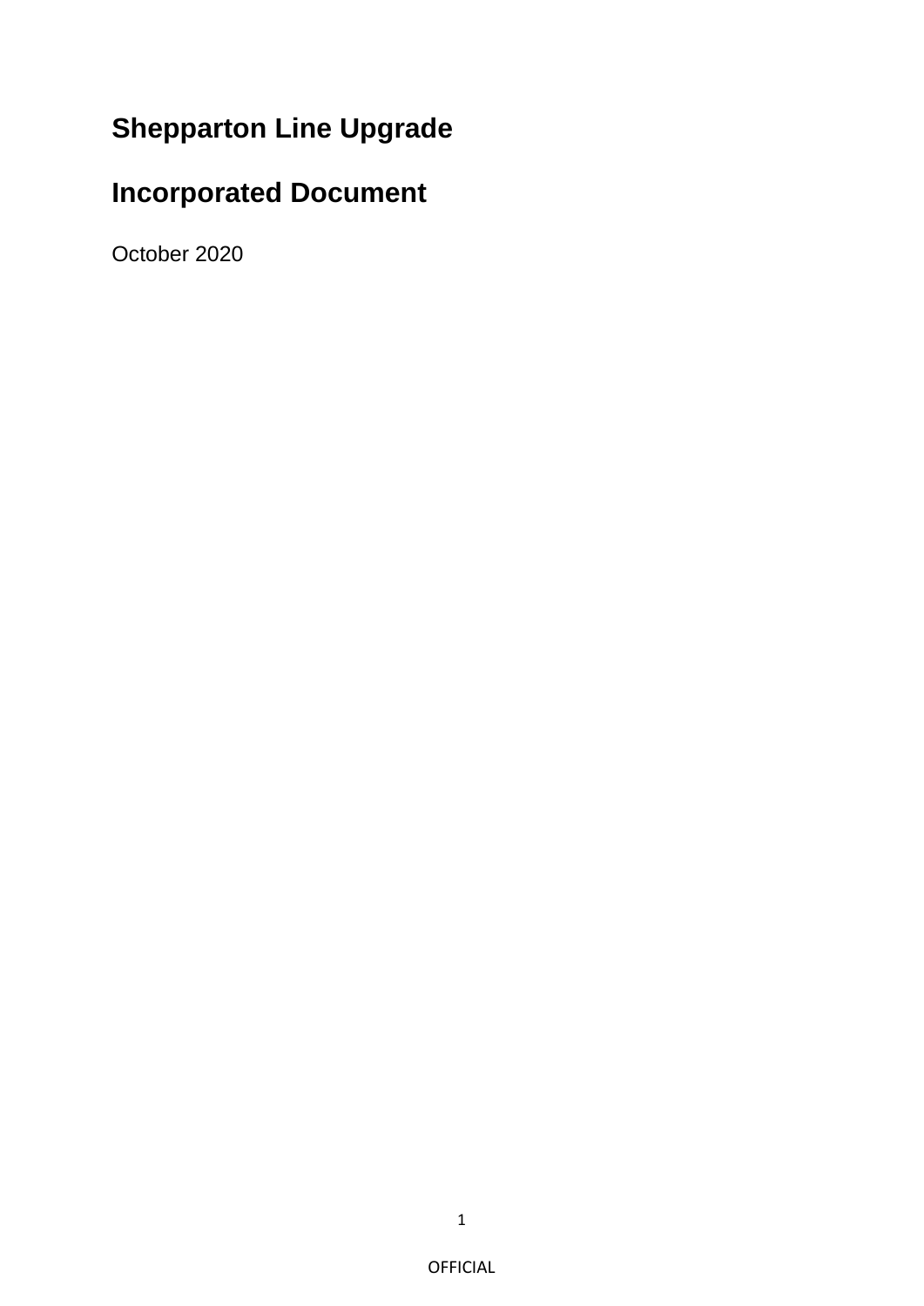# Shepparton Line Upgrade

# Incorporated Document

October 2020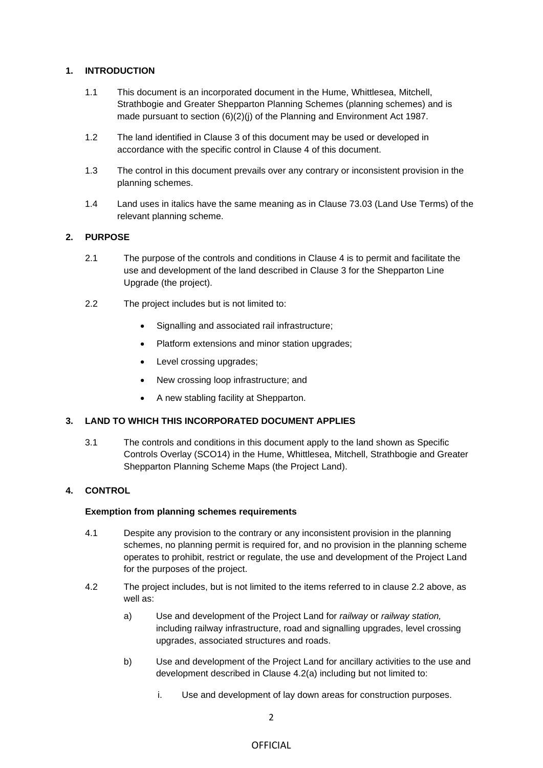## 1. INTRODUCTION

1.1 This document is an incorporated document in the Hume, Whittlesea, Mitchell, Strathbogie and Greater Shepparton Planning Schemes (planning schemes) and is made pursuant to section (6)(2)(j) of the Planning and Environment Act 1987.

1.2 The land identified in Clause 3 of this document may be used or developed in accordance with the specific control in Clause 4 of this document.

1.3 The control in this document prevails over any contrary or inconsistent provision in the planning schemes.

1.4 Land uses in italics have the same meaning as in Clause 73.03 (Land Use Terms) of the relevant planning scheme.

## 2. PURPOSE

2.1 The purpose of the controls and conditions in Clause 4 is to permit and facilitate the use and development of the land described in Clause 3 for the Shepparton Line Upgrade (the project).

2.2 The project includes but is not limited to:

- Signalling and associated rail infrastructure;
- Platform extensions and minor station upgrades;
- Level crossing upgrades;
- New crossing loop infrastructure; and
- A new stabling facility at Shepparton.

## 3. LAND TO WHICH THIS INCORPORATED DOCUMENT APPLIES

3.1 The controls and conditions in this document apply to the land shown as Specific Controls Overlay (SCO14) in the Hume, Whittlesea, Mitchell, Strathbogie and Greater Shepparton Planning Scheme Maps (the Project Land).

## 4. CONTROL

**Exemption from planning schemes requirements**

4.1 Despite any provision to the contrary or any inconsistent provision in the planning schemes, no planning permit is required for, and no provision in the planning scheme operates to prohibit, restrict or regulate, the use and development of the Project Land for the purposes of the project.

4.2 The project includes, but is not limited to the items referred to in clause 2.2 above, as well as:

a) Use and development of the Project Land for *railway* or *railway station,* including railway infrastructure, road and signalling upgrades, level crossing upgrades, associated structures and roads.

b) Use and development of the Project Land for ancillary activities to the use and development described in Clause 4.2(a) including but not limited to:

i. Use and development of lay down areas for construction purposes.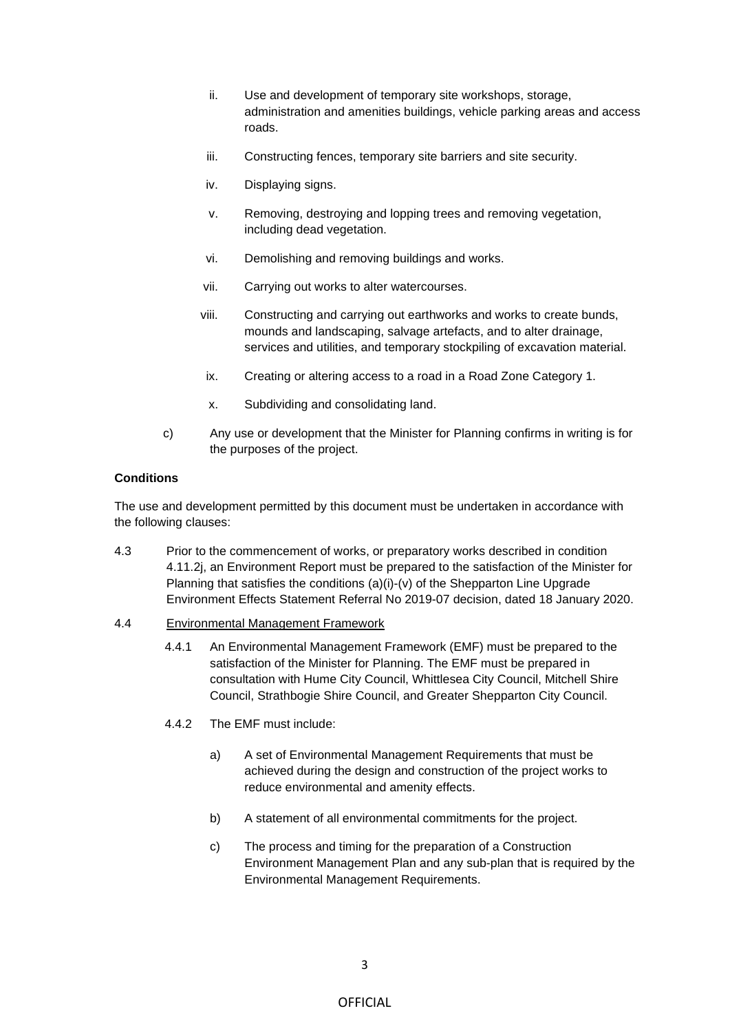ii. Use and development of temporary site workshops, storage, administration and amenities buildings, vehicle parking areas and access roads.

iii. Constructing fences, temporary site barriers and site security.

iv. Displaying signs.

v. Removing, destroying and lopping trees and removing vegetation, including dead vegetation.

vi. Demolishing and removing buildings and works.

vii. Carrying out works to alter watercourses.

viii. Constructing and carrying out earthworks and works to create bunds, mounds and landscaping, salvage artefacts, and to alter drainage, services and utilities, and temporary stockpiling of excavation material.

ix. Creating or altering access to a road in a Road Zone Category 1.

x. Subdividing and consolidating land.

c) Any use or development that the Minister for Planning confirms in writing is for the purposes of the project.

**Conditions**

The use and development permitted by this document must be undertaken in accordance with the following clauses:

4.3 Prior to the commencement of works, or preparatory works described in condition 4.11.2j, an Environment Report must be prepared to the satisfaction of the Minister for Planning that satisfies the conditions (a)(i)-(v) of the Shepparton Line Upgrade Environment Effects Statement Referral No 2019-07 decision, dated 18 January 2020.

4.4 Environmental Management Framework

4.4.1 An Environmental Management Framework (EMF) must be prepared to the satisfaction of the Minister for Planning. The EMF must be prepared in consultation with Hume City Council, Whittlesea City Council, Mitchell Shire Council, Strathbogie Shire Council, and Greater Shepparton City Council.

4.4.2 The EMF must include:

a) A set of Environmental Management Requirements that must be achieved during the design and construction of the project works to reduce environmental and amenity effects.

b) A statement of all environmental commitments for the project.

c) The process and timing for the preparation of a Construction Environment Management Plan and any sub-plan that is required by the Environmental Management Requirements.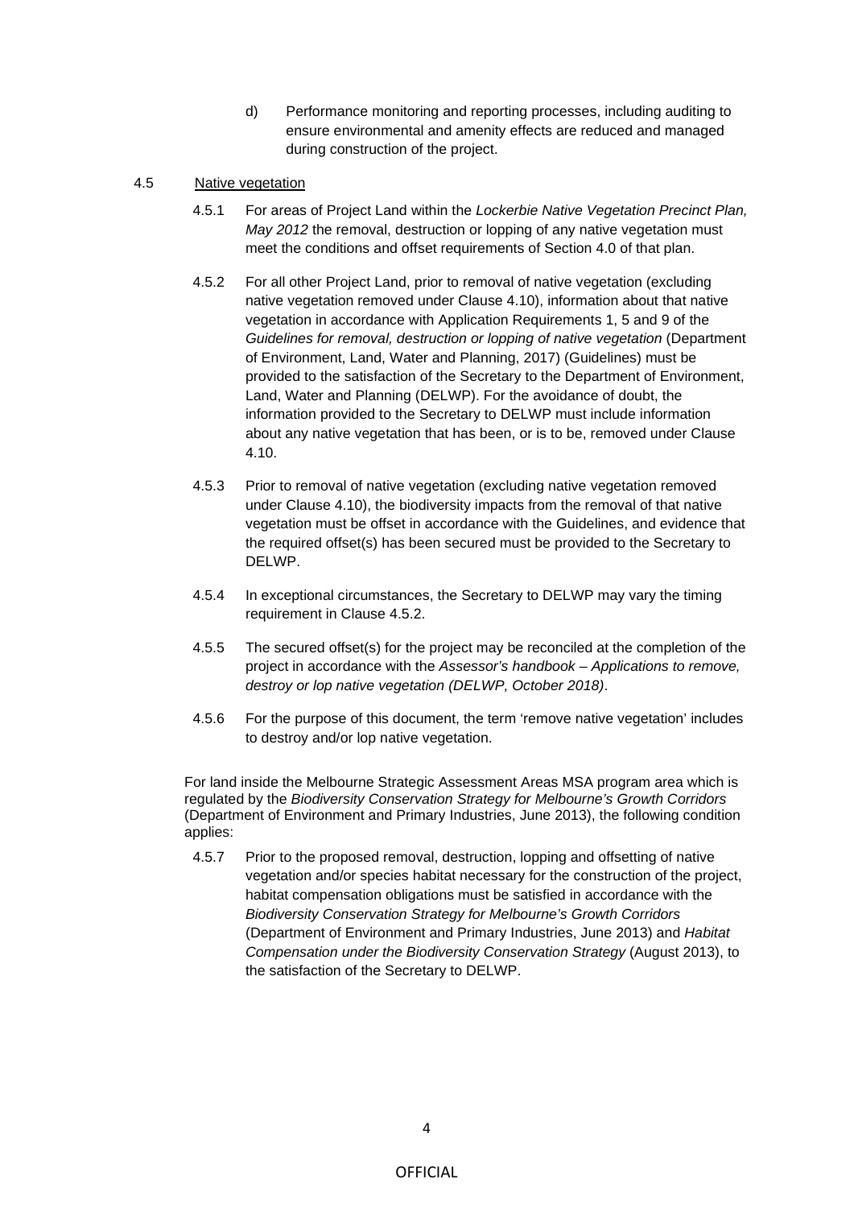d) Performance monitoring and reporting processes, including auditing to ensure environmental and amenity effects are reduced and managed during construction of the project.

4.5 Native vegetation

4.5.1 For areas of Project Land within the *Lockerbie Native Vegetation Precinct Plan, May 2012* the removal, destruction or lopping of any native vegetation must meet the conditions and offset requirements of Section 4.0 of that plan.

4.5.2 For all other Project Land, prior to removal of native vegetation (excluding native vegetation removed under Clause 4.10), information about that native vegetation in accordance with Application Requirements 1, 5 and 9 of the *Guidelines for removal, destruction or lopping of native vegetation* (Department of Environment, Land, Water and Planning, 2017) (Guidelines) must be provided to the satisfaction of the Secretary to the Department of Environment, Land, Water and Planning (DELWP). For the avoidance of doubt, the information provided to the Secretary to DELWP must include information about any native vegetation that has been, or is to be, removed under Clause 4.10.

4.5.3 Prior to removal of native vegetation (excluding native vegetation removed under Clause 4.10), the biodiversity impacts from the removal of that native vegetation must be offset in accordance with the Guidelines, and evidence that the required offset(s) has been secured must be provided to the Secretary to DELWP.

4.5.4 In exceptional circumstances, the Secretary to DELWP may vary the timing requirement in Clause 4.5.2.

4.5.5 The secured offset(s) for the project may be reconciled at the completion of the project in accordance with the *Assessor's handbook – Applications to remove, destroy or lop native vegetation (DELWP, October 2018)*.

4.5.6 For the purpose of this document, the term 'remove native vegetation' includes to destroy and/or lop native vegetation.

For land inside the Melbourne Strategic Assessment Areas MSA program area which is regulated by the *Biodiversity Conservation Strategy for Melbourne's Growth Corridors* (Department of Environment and Primary Industries, June 2013), the following condition applies:

4.5.7 Prior to the proposed removal, destruction, lopping and offsetting of native vegetation and/or species habitat necessary for the construction of the project, habitat compensation obligations must be satisfied in accordance with the *Biodiversity Conservation Strategy for Melbourne's Growth Corridors* (Department of Environment and Primary Industries, June 2013) and *Habitat Compensation under the Biodiversity Conservation Strategy* (August 2013), to the satisfaction of the Secretary to DELWP.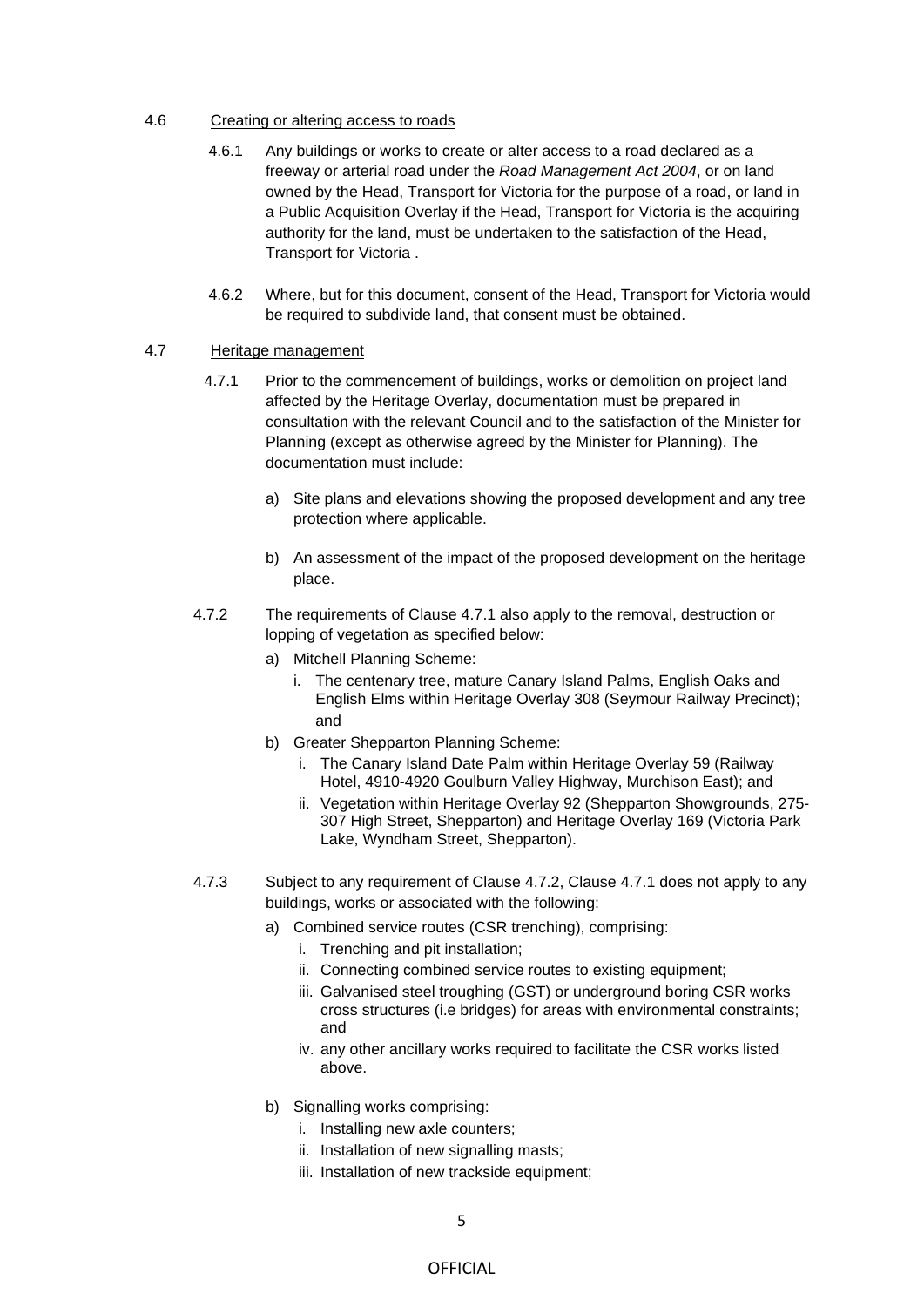4.6 Creating or altering access to roads

4.6.1 Any buildings or works to create or alter access to a road declared as a freeway or arterial road under the *Road Management Act 2004*, or on land owned by the Head, Transport for Victoria for the purpose of a road, or land in a Public Acquisition Overlay if the Head, Transport for Victoria is the acquiring authority for the land, must be undertaken to the satisfaction of the Head, Transport for Victoria .

4.6.2 Where, but for this document, consent of the Head, Transport for Victoria would be required to subdivide land, that consent must be obtained.

4.7 Heritage management

4.7.1 Prior to the commencement of buildings, works or demolition on project land affected by the Heritage Overlay, documentation must be prepared in consultation with the relevant Council and to the satisfaction of the Minister for Planning (except as otherwise agreed by the Minister for Planning). The documentation must include:

a) Site plans and elevations showing the proposed development and any tree protection where applicable.

b) An assessment of the impact of the proposed development on the heritage place.

4.7.2 The requirements of Clause 4.7.1 also apply to the removal, destruction or lopping of vegetation as specified below:

a) Mitchell Planning Scheme:
   i. The centenary tree, mature Canary Island Palms, English Oaks and English Elms within Heritage Overlay 308 (Seymour Railway Precinct); and

b) Greater Shepparton Planning Scheme:
   i. The Canary Island Date Palm within Heritage Overlay 59 (Railway Hotel, 4910-4920 Goulburn Valley Highway, Murchison East); and
   ii. Vegetation within Heritage Overlay 92 (Shepparton Showgrounds, 275-307 High Street, Shepparton) and Heritage Overlay 169 (Victoria Park Lake, Wyndham Street, Shepparton).

4.7.3 Subject to any requirement of Clause 4.7.2, Clause 4.7.1 does not apply to any buildings, works or associated with the following:

a) Combined service routes (CSR trenching), comprising:
   i. Trenching and pit installation;
   ii. Connecting combined service routes to existing equipment;
   iii. Galvanised steel troughing (GST) or underground boring CSR works cross structures (i.e bridges) for areas with environmental constraints; and
   iv. any other ancillary works required to facilitate the CSR works listed above.

b) Signalling works comprising:
   i. Installing new axle counters;
   ii. Installation of new signalling masts;
   iii. Installation of new trackside equipment;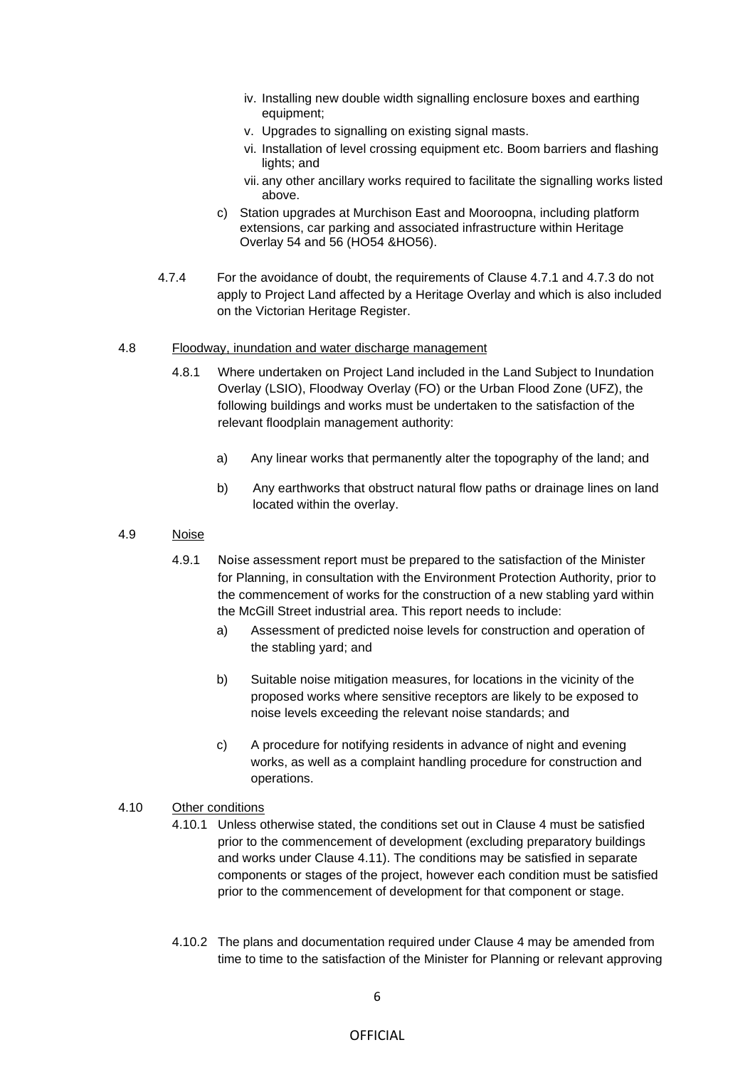iv. Installing new double width signalling enclosure boxes and earthing equipment;
v. Upgrades to signalling on existing signal masts.
vi. Installation of level crossing equipment etc. Boom barriers and flashing lights; and
vii. any other ancillary works required to facilitate the signalling works listed above.

c) Station upgrades at Murchison East and Mooroopna, including platform extensions, car parking and associated infrastructure within Heritage Overlay 54 and 56 (HO54 &HO56).

4.7.4 For the avoidance of doubt, the requirements of Clause 4.7.1 and 4.7.3 do not apply to Project Land affected by a Heritage Overlay and which is also included on the Victorian Heritage Register.

4.8 Floodway, inundation and water discharge management

4.8.1 Where undertaken on Project Land included in the Land Subject to Inundation Overlay (LSIO), Floodway Overlay (FO) or the Urban Flood Zone (UFZ), the following buildings and works must be undertaken to the satisfaction of the relevant floodplain management authority:

a) Any linear works that permanently alter the topography of the land; and

b) Any earthworks that obstruct natural flow paths or drainage lines on land located within the overlay.

4.9 Noise

4.9.1 Noise assessment report must be prepared to the satisfaction of the Minister for Planning, in consultation with the Environment Protection Authority, prior to the commencement of works for the construction of a new stabling yard within the McGill Street industrial area. This report needs to include:

a) Assessment of predicted noise levels for construction and operation of the stabling yard; and

b) Suitable noise mitigation measures, for locations in the vicinity of the proposed works where sensitive receptors are likely to be exposed to noise levels exceeding the relevant noise standards; and

c) A procedure for notifying residents in advance of night and evening works, as well as a complaint handling procedure for construction and operations.

4.10 Other conditions

4.10.1 Unless otherwise stated, the conditions set out in Clause 4 must be satisfied prior to the commencement of development (excluding preparatory buildings and works under Clause 4.11). The conditions may be satisfied in separate components or stages of the project, however each condition must be satisfied prior to the commencement of development for that component or stage.

4.10.2 The plans and documentation required under Clause 4 may be amended from time to time to the satisfaction of the Minister for Planning or relevant approving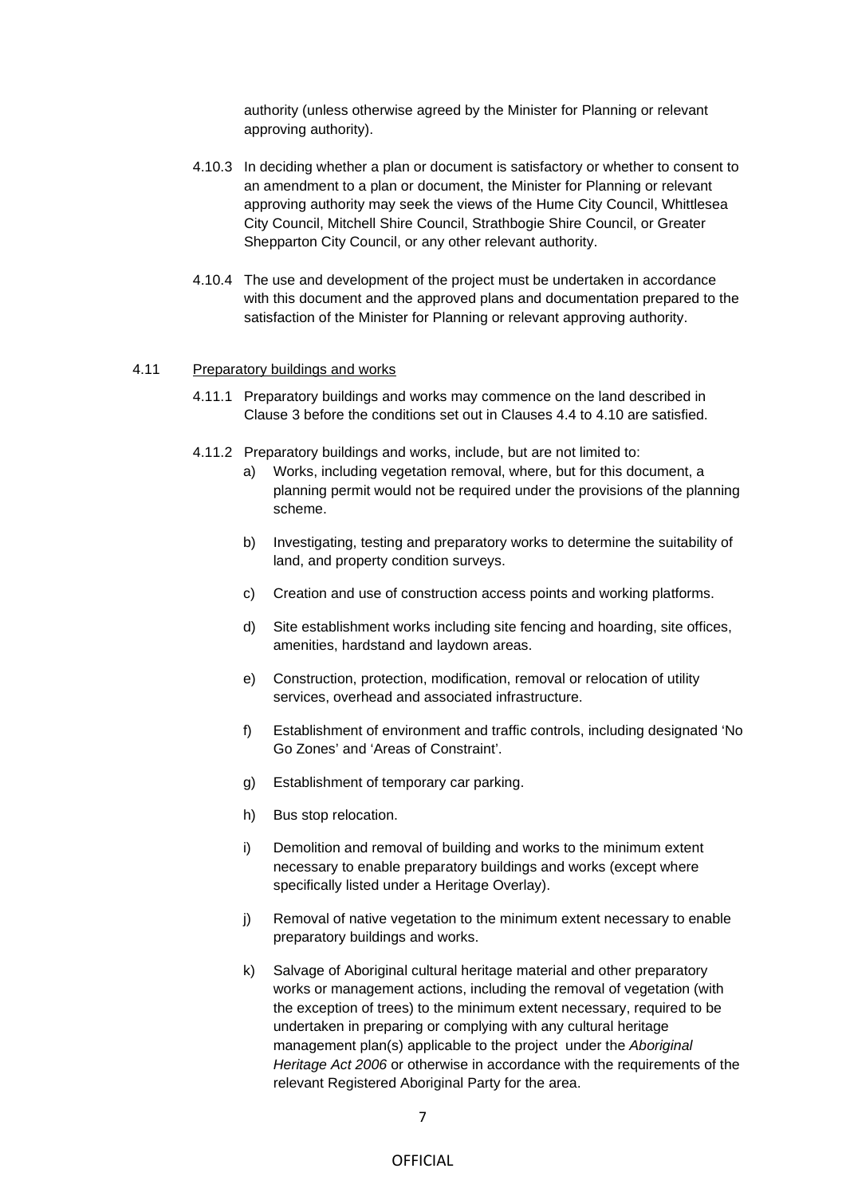authority (unless otherwise agreed by the Minister for Planning or relevant approving authority).

4.10.3 In deciding whether a plan or document is satisfactory or whether to consent to an amendment to a plan or document, the Minister for Planning or relevant approving authority may seek the views of the Hume City Council, Whittlesea City Council, Mitchell Shire Council, Strathbogie Shire Council, or Greater Shepparton City Council, or any other relevant authority.

4.10.4 The use and development of the project must be undertaken in accordance with this document and the approved plans and documentation prepared to the satisfaction of the Minister for Planning or relevant approving authority.

4.11 Preparatory buildings and works

4.11.1 Preparatory buildings and works may commence on the land described in Clause 3 before the conditions set out in Clauses 4.4 to 4.10 are satisfied.

4.11.2 Preparatory buildings and works, include, but are not limited to:

a) Works, including vegetation removal, where, but for this document, a planning permit would not be required under the provisions of the planning scheme.

b) Investigating, testing and preparatory works to determine the suitability of land, and property condition surveys.

c) Creation and use of construction access points and working platforms.

d) Site establishment works including site fencing and hoarding, site offices, amenities, hardstand and laydown areas.

e) Construction, protection, modification, removal or relocation of utility services, overhead and associated infrastructure.

f) Establishment of environment and traffic controls, including designated 'No Go Zones' and 'Areas of Constraint'.

g) Establishment of temporary car parking.

h) Bus stop relocation.

i) Demolition and removal of building and works to the minimum extent necessary to enable preparatory buildings and works (except where specifically listed under a Heritage Overlay).

j) Removal of native vegetation to the minimum extent necessary to enable preparatory buildings and works.

k) Salvage of Aboriginal cultural heritage material and other preparatory works or management actions, including the removal of vegetation (with the exception of trees) to the minimum extent necessary, required to be undertaken in preparing or complying with any cultural heritage management plan(s) applicable to the project under the *Aboriginal Heritage Act 2006* or otherwise in accordance with the requirements of the relevant Registered Aboriginal Party for the area.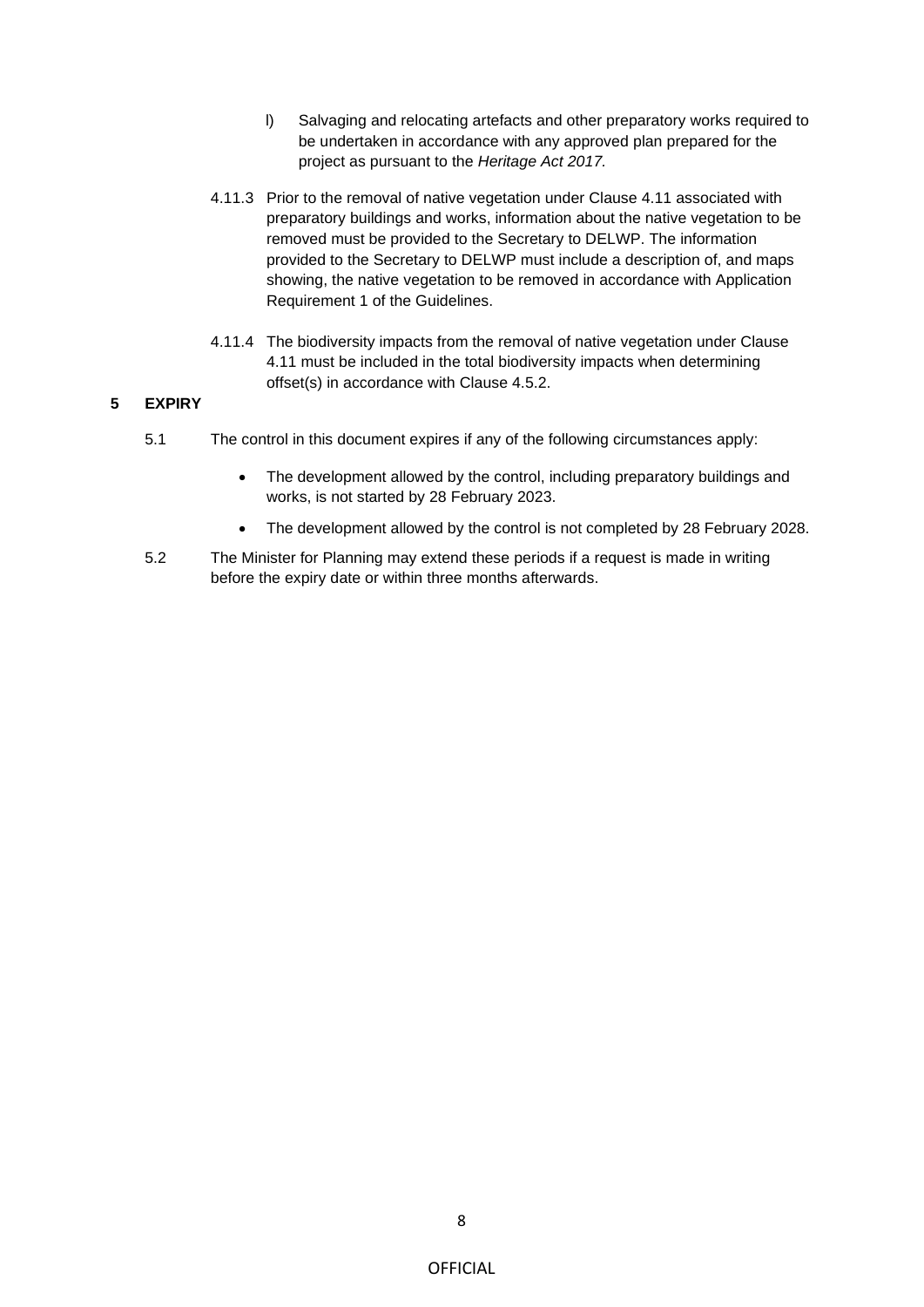l) Salvaging and relocating artefacts and other preparatory works required to be undertaken in accordance with any approved plan prepared for the project as pursuant to the *Heritage Act 2017.*

4.11.3 Prior to the removal of native vegetation under Clause 4.11 associated with preparatory buildings and works, information about the native vegetation to be removed must be provided to the Secretary to DELWP. The information provided to the Secretary to DELWP must include a description of, and maps showing, the native vegetation to be removed in accordance with Application Requirement 1 of the Guidelines.

4.11.4 The biodiversity impacts from the removal of native vegetation under Clause 4.11 must be included in the total biodiversity impacts when determining offset(s) in accordance with Clause 4.5.2.

## 5 EXPIRY

5.1 The control in this document expires if any of the following circumstances apply:

- The development allowed by the control, including preparatory buildings and works, is not started by 28 February 2023.
- The development allowed by the control is not completed by 28 February 2028.

5.2 The Minister for Planning may extend these periods if a request is made in writing before the expiry date or within three months afterwards.

OFFICIAL